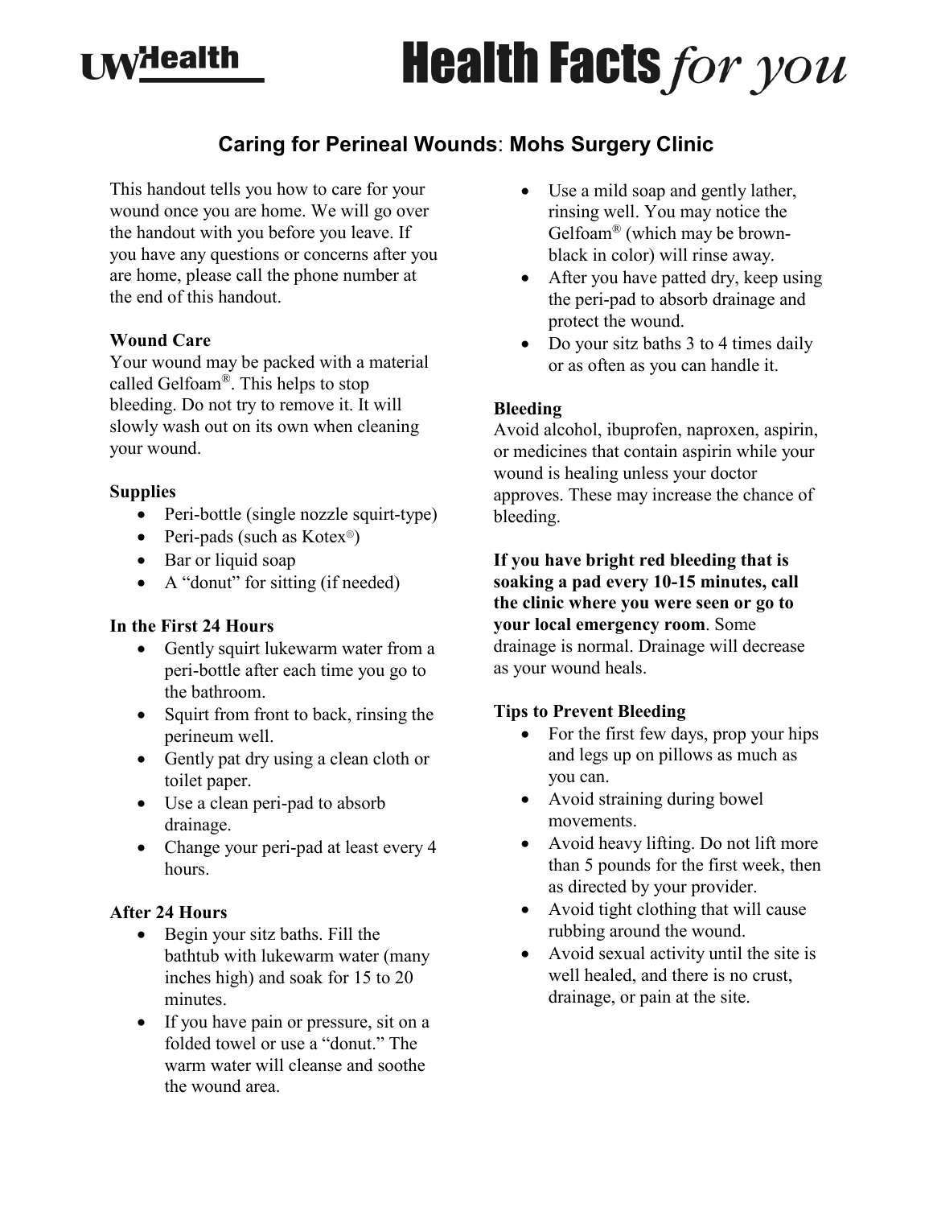# Caring for Perineal Wounds: Mohs Surgery Clinic

This handout tells you how to care for your wound once you are home. We will go over the handout with you before you leave. If you have any questions or concerns after you are home, please call the phone number at the end of this handout.

**Wound Care**

Your wound may be packed with a material called Gelfoam®. This helps to stop bleeding. Do not try to remove it. It will slowly wash out on its own when cleaning your wound.

**Supplies**

- Peri-bottle (single nozzle squirt-type)
- Peri-pads (such as Kotex®)
- Bar or liquid soap
- A "donut" for sitting (if needed)

**In the First 24 Hours**

- Gently squirt lukewarm water from a peri-bottle after each time you go to the bathroom.
- Squirt from front to back, rinsing the perineum well.
- Gently pat dry using a clean cloth or toilet paper.
- Use a clean peri-pad to absorb drainage.
- Change your peri-pad at least every 4 hours.

**After 24 Hours**

- Begin your sitz baths. Fill the bathtub with lukewarm water (many inches high) and soak for 15 to 20 minutes.
- If you have pain or pressure, sit on a folded towel or use a "donut." The warm water will cleanse and soothe the wound area.
- Use a mild soap and gently lather, rinsing well. You may notice the Gelfoam® (which may be brown-black in color) will rinse away.
- After you have patted dry, keep using the peri-pad to absorb drainage and protect the wound.
- Do your sitz baths 3 to 4 times daily or as often as you can handle it.

**Bleeding**

Avoid alcohol, ibuprofen, naproxen, aspirin, or medicines that contain aspirin while your wound is healing unless your doctor approves. These may increase the chance of bleeding.

**If you have bright red bleeding that is soaking a pad every 10-15 minutes, call the clinic where you were seen or go to your local emergency room**. Some drainage is normal. Drainage will decrease as your wound heals.

**Tips to Prevent Bleeding**

- For the first few days, prop your hips and legs up on pillows as much as you can.
- Avoid straining during bowel movements.
- Avoid heavy lifting. Do not lift more than 5 pounds for the first week, then as directed by your provider.
- Avoid tight clothing that will cause rubbing around the wound.
- Avoid sexual activity until the site is well healed, and there is no crust, drainage, or pain at the site.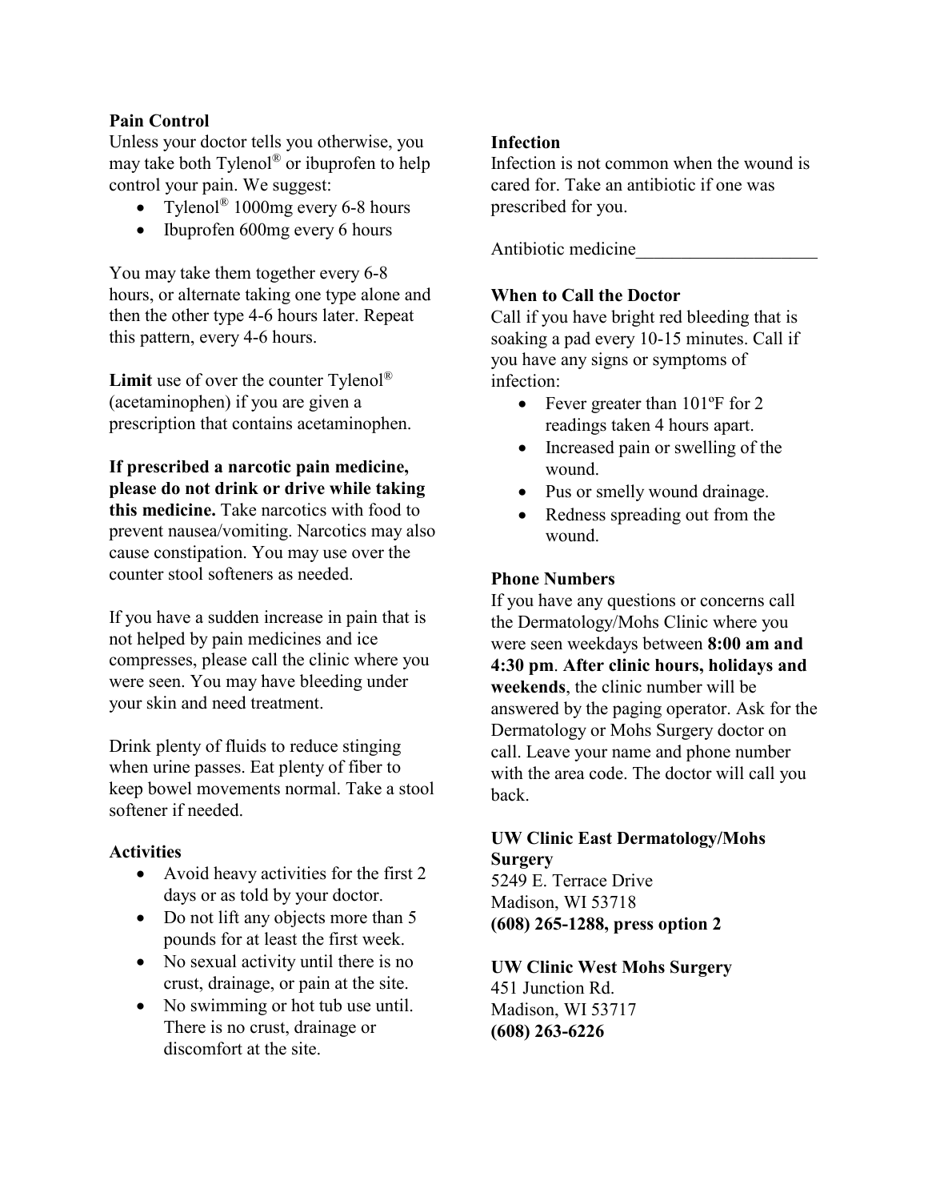### Pain Control

Unless your doctor tells you otherwise, you may take both Tylenol® or ibuprofen to help control your pain. We suggest:

- Tylenol® 1000mg every 6-8 hours
- Ibuprofen 600mg every 6 hours

You may take them together every 6-8 hours, or alternate taking one type alone and then the other type 4-6 hours later. Repeat this pattern, every 4-6 hours.

**Limit** use of over the counter Tylenol® (acetaminophen) if you are given a prescription that contains acetaminophen.

**If prescribed a narcotic pain medicine, please do not drink or drive while taking this medicine.** Take narcotics with food to prevent nausea/vomiting. Narcotics may also cause constipation. You may use over the counter stool softeners as needed.

If you have a sudden increase in pain that is not helped by pain medicines and ice compresses, please call the clinic where you were seen. You may have bleeding under your skin and need treatment.

Drink plenty of fluids to reduce stinging when urine passes. Eat plenty of fiber to keep bowel movements normal. Take a stool softener if needed.

### Activities

- Avoid heavy activities for the first 2 days or as told by your doctor.
- Do not lift any objects more than 5 pounds for at least the first week.
- No sexual activity until there is no crust, drainage, or pain at the site.
- No swimming or hot tub use until. There is no crust, drainage or discomfort at the site.

### Infection

Infection is not common when the wound is cared for. Take an antibiotic if one was prescribed for you.

Antibiotic medicine____________________

### When to Call the Doctor

Call if you have bright red bleeding that is soaking a pad every 10-15 minutes. Call if you have any signs or symptoms of infection:

- Fever greater than 101ºF for 2 readings taken 4 hours apart.
- Increased pain or swelling of the wound.
- Pus or smelly wound drainage.
- Redness spreading out from the wound.

### Phone Numbers

If you have any questions or concerns call the Dermatology/Mohs Clinic where you were seen weekdays between **8:00 am and 4:30 pm**. **After clinic hours, holidays and weekends**, the clinic number will be answered by the paging operator. Ask for the Dermatology or Mohs Surgery doctor on call. Leave your name and phone number with the area code. The doctor will call you back.

**UW Clinic East Dermatology/Mohs Surgery**
5249 E. Terrace Drive
Madison, WI 53718
**(608) 265-1288, press option 2**

**UW Clinic West Mohs Surgery**
451 Junction Rd.
Madison, WI 53717
**(608) 263-6226**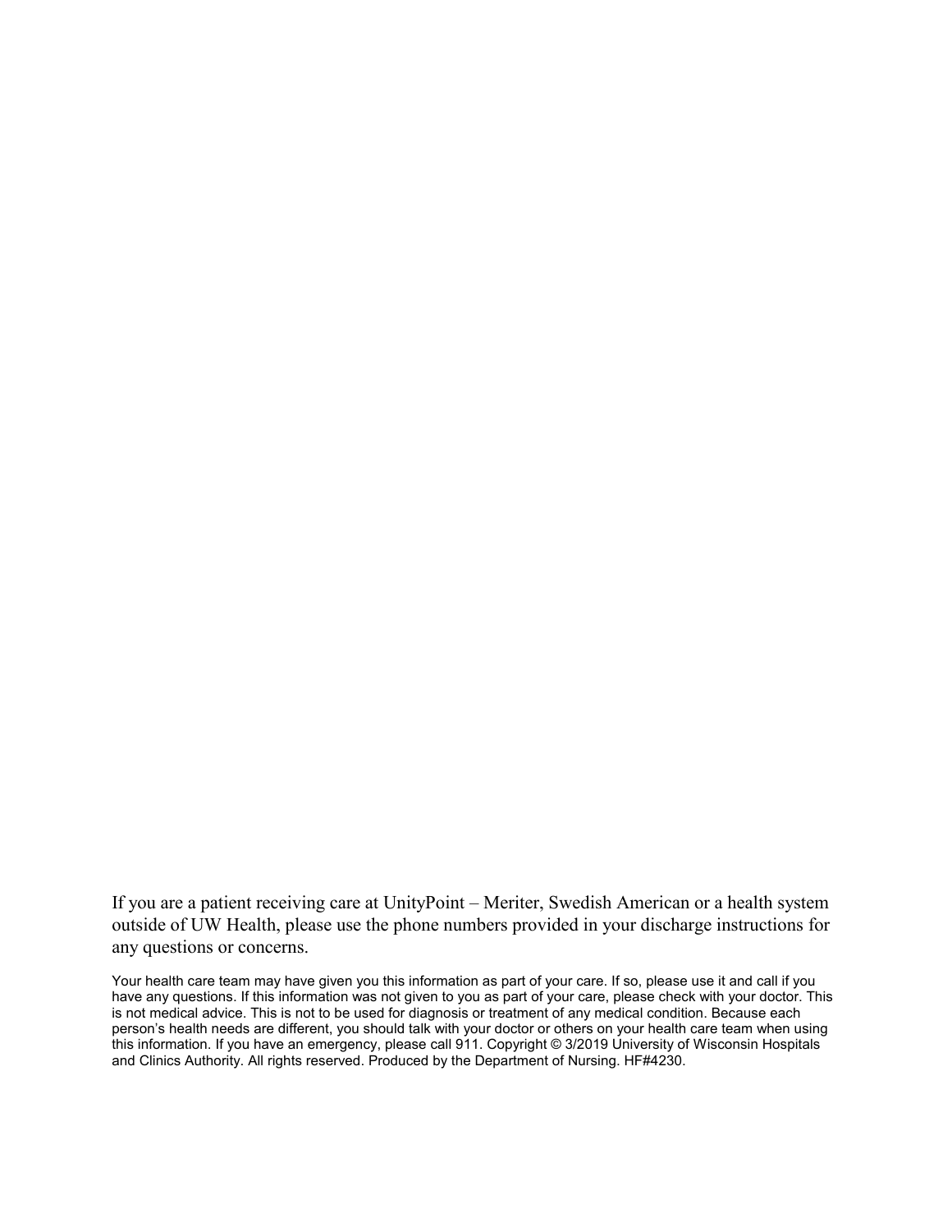If you are a patient receiving care at UnityPoint – Meriter, Swedish American or a health system outside of UW Health, please use the phone numbers provided in your discharge instructions for any questions or concerns.

Your health care team may have given you this information as part of your care. If so, please use it and call if you have any questions. If this information was not given to you as part of your care, please check with your doctor. This is not medical advice. This is not to be used for diagnosis or treatment of any medical condition. Because each person's health needs are different, you should talk with your doctor or others on your health care team when using this information. If you have an emergency, please call 911. Copyright © 3/2019 University of Wisconsin Hospitals and Clinics Authority. All rights reserved. Produced by the Department of Nursing. HF#4230.